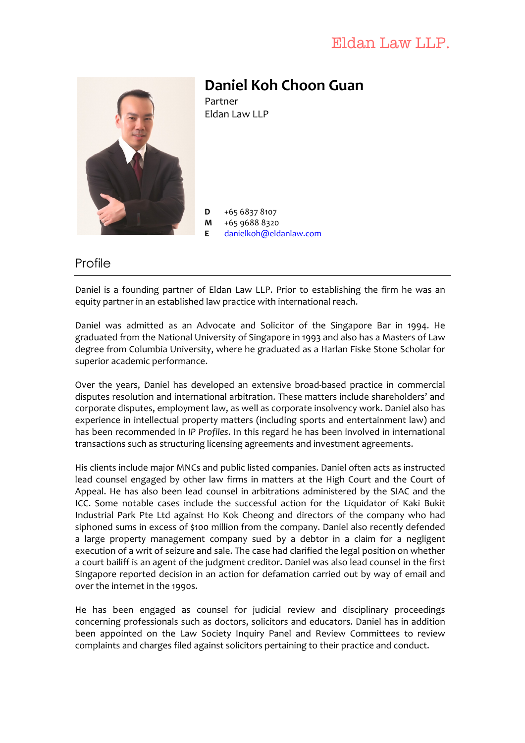Eldan Law LLP.

# Daniel Koh Choon Guan

Partner
Eldan Law LLP

**D** +65 6837 8107
**M** +65 9688 8320
**E** danielkoh@eldanlaw.com

## Profile

Daniel is a founding partner of Eldan Law LLP. Prior to establishing the firm he was an equity partner in an established law practice with international reach.

Daniel was admitted as an Advocate and Solicitor of the Singapore Bar in 1994. He graduated from the National University of Singapore in 1993 and also has a Masters of Law degree from Columbia University, where he graduated as a Harlan Fiske Stone Scholar for superior academic performance.

Over the years, Daniel has developed an extensive broad-based practice in commercial disputes resolution and international arbitration. These matters include shareholders' and corporate disputes, employment law, as well as corporate insolvency work. Daniel also has experience in intellectual property matters (including sports and entertainment law) and has been recommended in *IP Profiles*. In this regard he has been involved in international transactions such as structuring licensing agreements and investment agreements.

His clients include major MNCs and public listed companies. Daniel often acts as instructed lead counsel engaged by other law firms in matters at the High Court and the Court of Appeal. He has also been lead counsel in arbitrations administered by the SIAC and the ICC. Some notable cases include the successful action for the Liquidator of Kaki Bukit Industrial Park Pte Ltd against Ho Kok Cheong and directors of the company who had siphoned sums in excess of $100 million from the company. Daniel also recently defended a large property management company sued by a debtor in a claim for a negligent execution of a writ of seizure and sale. The case had clarified the legal position on whether a court bailiff is an agent of the judgment creditor. Daniel was also lead counsel in the first Singapore reported decision in an action for defamation carried out by way of email and over the internet in the 1990s.

He has been engaged as counsel for judicial review and disciplinary proceedings concerning professionals such as doctors, solicitors and educators. Daniel has in addition been appointed on the Law Society Inquiry Panel and Review Committees to review complaints and charges filed against solicitors pertaining to their practice and conduct.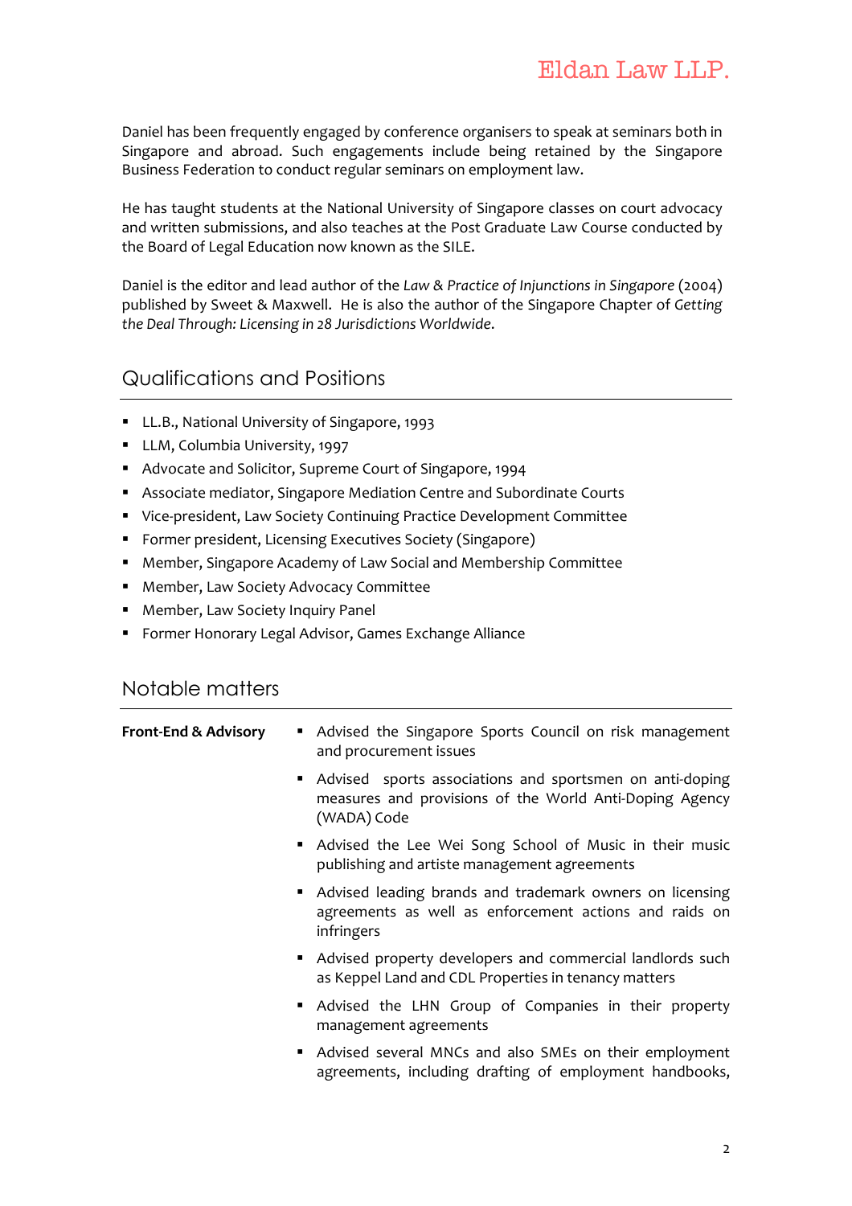Daniel has been frequently engaged by conference organisers to speak at seminars both in Singapore and abroad. Such engagements include being retained by the Singapore Business Federation to conduct regular seminars on employment law.

He has taught students at the National University of Singapore classes on court advocacy and written submissions, and also teaches at the Post Graduate Law Course conducted by the Board of Legal Education now known as the SILE.

Daniel is the editor and lead author of the *Law & Practice of Injunctions in Singapore* (2004) published by Sweet & Maxwell. He is also the author of the Singapore Chapter of *Getting the Deal Through: Licensing in 28 Jurisdictions Worldwide*.

## Qualifications and Positions

- LL.B., National University of Singapore, 1993
- LLM, Columbia University, 1997
- Advocate and Solicitor, Supreme Court of Singapore, 1994
- Associate mediator, Singapore Mediation Centre and Subordinate Courts
- Vice-president, Law Society Continuing Practice Development Committee
- Former president, Licensing Executives Society (Singapore)
- Member, Singapore Academy of Law Social and Membership Committee
- Member, Law Society Advocacy Committee
- Member, Law Society Inquiry Panel
- Former Honorary Legal Advisor, Games Exchange Alliance

## Notable matters

**Front-End & Advisory**

- Advised the Singapore Sports Council on risk management and procurement issues
- Advised sports associations and sportsmen on anti-doping measures and provisions of the World Anti-Doping Agency (WADA) Code
- Advised the Lee Wei Song School of Music in their music publishing and artiste management agreements
- Advised leading brands and trademark owners on licensing agreements as well as enforcement actions and raids on infringers
- Advised property developers and commercial landlords such as Keppel Land and CDL Properties in tenancy matters
- Advised the LHN Group of Companies in their property management agreements
- Advised several MNCs and also SMEs on their employment agreements, including drafting of employment handbooks,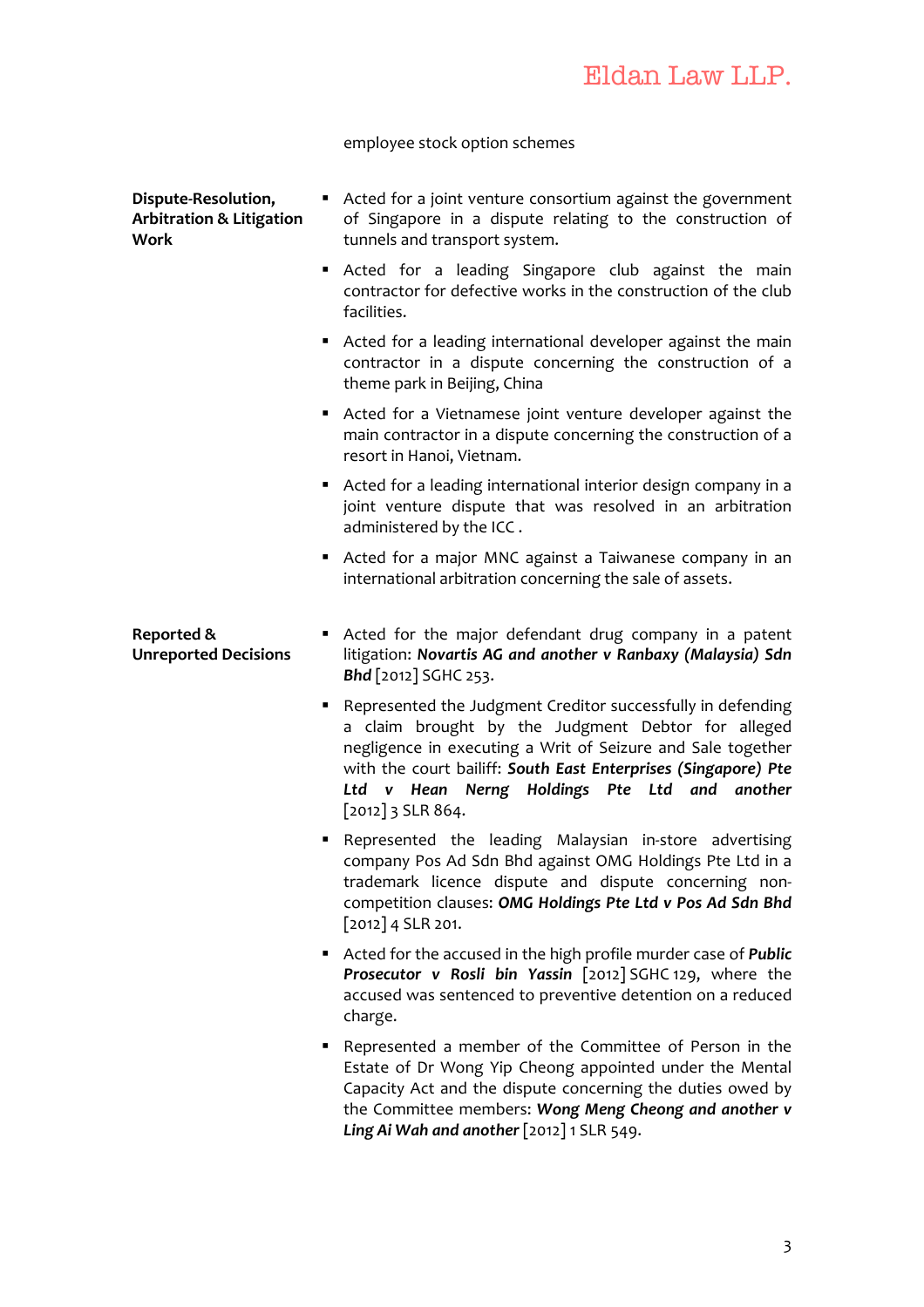employee stock option schemes

**Dispute-Resolution, Arbitration & Litigation Work**

- Acted for a joint venture consortium against the government of Singapore in a dispute relating to the construction of tunnels and transport system.
- Acted for a leading Singapore club against the main contractor for defective works in the construction of the club facilities.
- Acted for a leading international developer against the main contractor in a dispute concerning the construction of a theme park in Beijing, China
- Acted for a Vietnamese joint venture developer against the main contractor in a dispute concerning the construction of a resort in Hanoi, Vietnam.
- Acted for a leading international interior design company in a joint venture dispute that was resolved in an arbitration administered by the ICC .
- Acted for a major MNC against a Taiwanese company in an international arbitration concerning the sale of assets.

**Reported & Unreported Decisions**

- Acted for the major defendant drug company in a patent litigation: ***Novartis AG and another v Ranbaxy (Malaysia) Sdn Bhd*** [2012] SGHC 253.
- Represented the Judgment Creditor successfully in defending a claim brought by the Judgment Debtor for alleged negligence in executing a Writ of Seizure and Sale together with the court bailiff: ***South East Enterprises (Singapore) Pte Ltd v Hean Nerng Holdings Pte Ltd and another*** [2012] 3 SLR 864.
- Represented the leading Malaysian in-store advertising company Pos Ad Sdn Bhd against OMG Holdings Pte Ltd in a trademark licence dispute and dispute concerning non-competition clauses: ***OMG Holdings Pte Ltd v Pos Ad Sdn Bhd*** [2012] 4 SLR 201.
- Acted for the accused in the high profile murder case of ***Public Prosecutor v Rosli bin Yassin*** [2012] SGHC 129, where the accused was sentenced to preventive detention on a reduced charge.
- Represented a member of the Committee of Person in the Estate of Dr Wong Yip Cheong appointed under the Mental Capacity Act and the dispute concerning the duties owed by the Committee members: ***Wong Meng Cheong and another v Ling Ai Wah and another*** [2012] 1 SLR 549.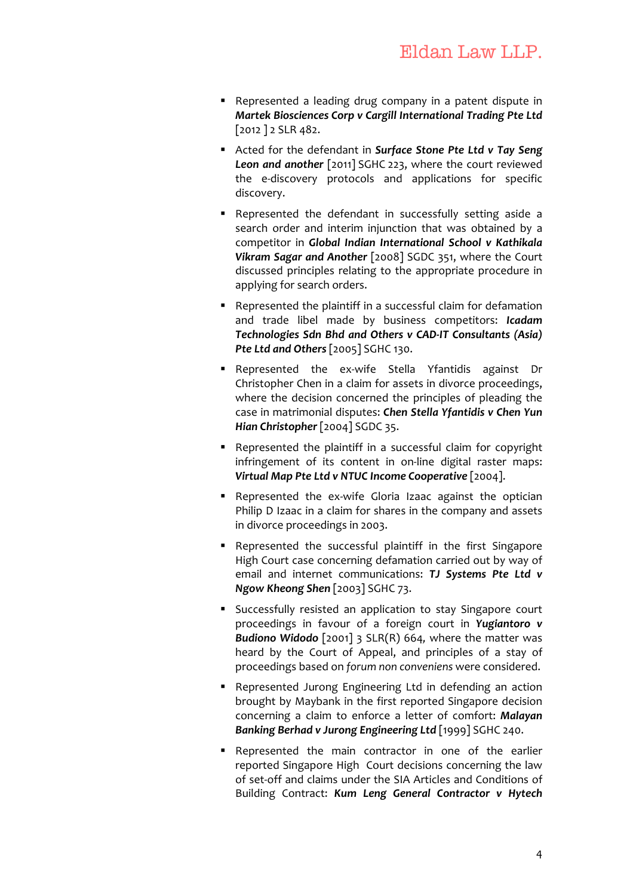- Represented a leading drug company in a patent dispute in ***Martek Biosciences Corp v Cargill International Trading Pte Ltd*** [2012 ] 2 SLR 482.
- Acted for the defendant in ***Surface Stone Pte Ltd v Tay Seng Leon and another*** [2011] SGHC 223, where the court reviewed the e-discovery protocols and applications for specific discovery.
- Represented the defendant in successfully setting aside a search order and interim injunction that was obtained by a competitor in ***Global Indian International School v Kathikala Vikram Sagar and Another*** [2008] SGDC 351, where the Court discussed principles relating to the appropriate procedure in applying for search orders.
- Represented the plaintiff in a successful claim for defamation and trade libel made by business competitors: ***Icadam Technologies Sdn Bhd and Others v CAD-IT Consultants (Asia) Pte Ltd and Others*** [2005] SGHC 130.
- Represented the ex-wife Stella Yfantidis against Dr Christopher Chen in a claim for assets in divorce proceedings, where the decision concerned the principles of pleading the case in matrimonial disputes: ***Chen Stella Yfantidis v Chen Yun Hian Christopher*** [2004] SGDC 35.
- Represented the plaintiff in a successful claim for copyright infringement of its content in on-line digital raster maps: ***Virtual Map Pte Ltd v NTUC Income Cooperative*** [2004].
- Represented the ex-wife Gloria Izaac against the optician Philip D Izaac in a claim for shares in the company and assets in divorce proceedings in 2003.
- Represented the successful plaintiff in the first Singapore High Court case concerning defamation carried out by way of email and internet communications: ***TJ Systems Pte Ltd v Ngow Kheong Shen*** [2003] SGHC 73.
- Successfully resisted an application to stay Singapore court proceedings in favour of a foreign court in ***Yugiantoro v Budiono Widodo*** [2001] 3 SLR(R) 664, where the matter was heard by the Court of Appeal, and principles of a stay of proceedings based on *forum non conveniens* were considered.
- Represented Jurong Engineering Ltd in defending an action brought by Maybank in the first reported Singapore decision concerning a claim to enforce a letter of comfort: ***Malayan Banking Berhad v Jurong Engineering Ltd*** [1999] SGHC 240.
- Represented the main contractor in one of the earlier reported Singapore High Court decisions concerning the law of set-off and claims under the SIA Articles and Conditions of Building Contract: ***Kum Leng General Contractor v Hytech***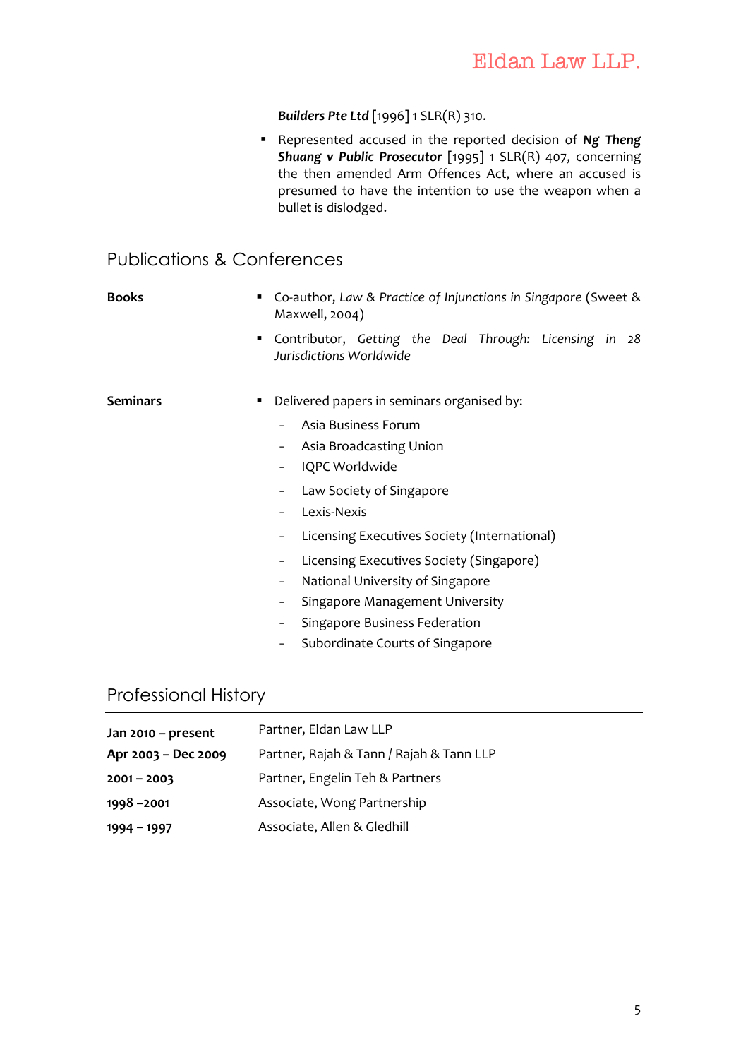**Builders Pte Ltd** [1996] 1 SLR(R) 310.

- Represented accused in the reported decision of ***Ng Theng Shuang v Public Prosecutor*** [1995] 1 SLR(R) 407, concerning the then amended Arm Offences Act, where an accused is presumed to have the intention to use the weapon when a bullet is dislodged.

## Publications & Conferences

**Books**

- Co-author, *Law & Practice of Injunctions in Singapore* (Sweet & Maxwell, 2004)
- Contributor, *Getting the Deal Through: Licensing in 28 Jurisdictions Worldwide*

**Seminars**

- Delivered papers in seminars organised by:
  - Asia Business Forum
  - Asia Broadcasting Union
  - IQPC Worldwide
  - Law Society of Singapore
  - Lexis-Nexis
  - Licensing Executives Society (International)
  - Licensing Executives Society (Singapore)
  - National University of Singapore
  - Singapore Management University
  - Singapore Business Federation
  - Subordinate Courts of Singapore

## Professional History

| | |
|---|---|
| **Jan 2010 – present** | Partner, Eldan Law LLP |
| **Apr 2003 – Dec 2009** | Partner, Rajah & Tann / Rajah & Tann LLP |
| **2001 – 2003** | Partner, Engelin Teh & Partners |
| **1998 –2001** | Associate, Wong Partnership |
| **1994 – 1997** | Associate, Allen & Gledhill |